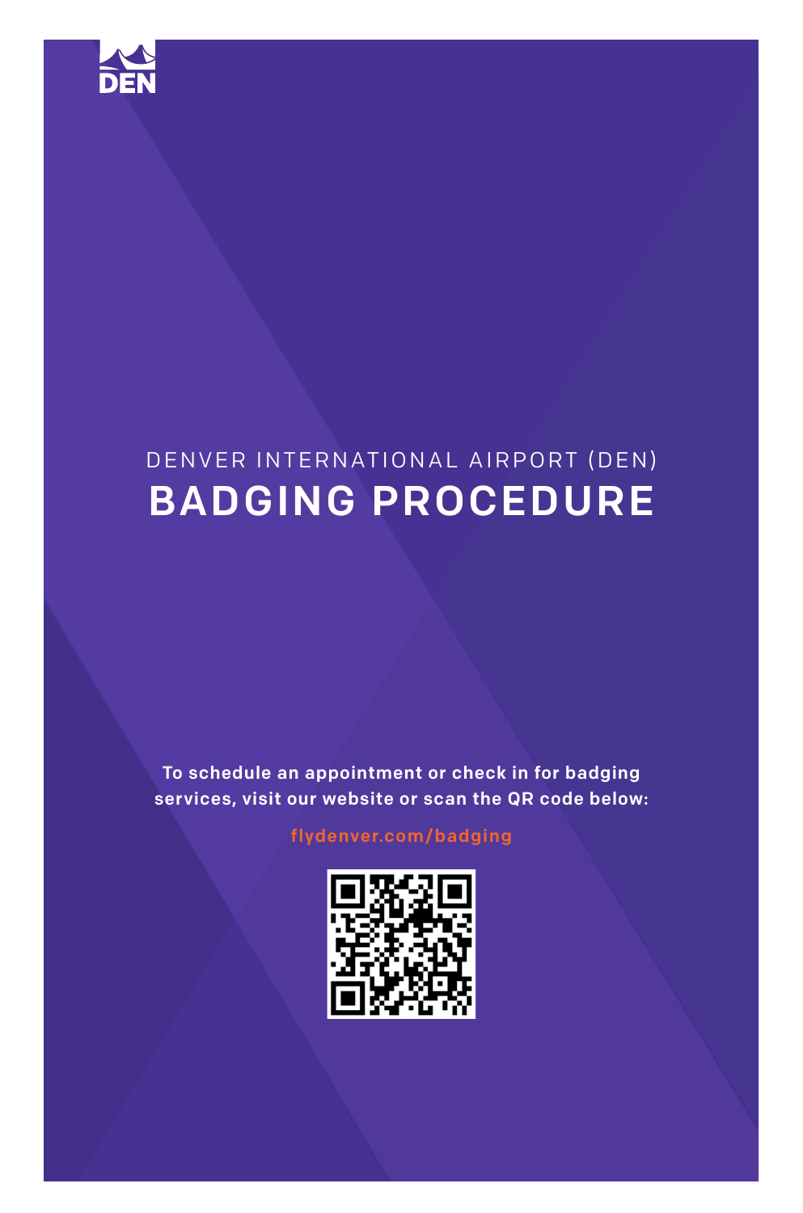DEN

DENVER INTERNATIONAL AIRPORT (DEN)

# BADGING PROCEDURE

**To schedule an appointment or check in for badging services, visit our website or scan the QR code below:**

**flydenver.com/badging**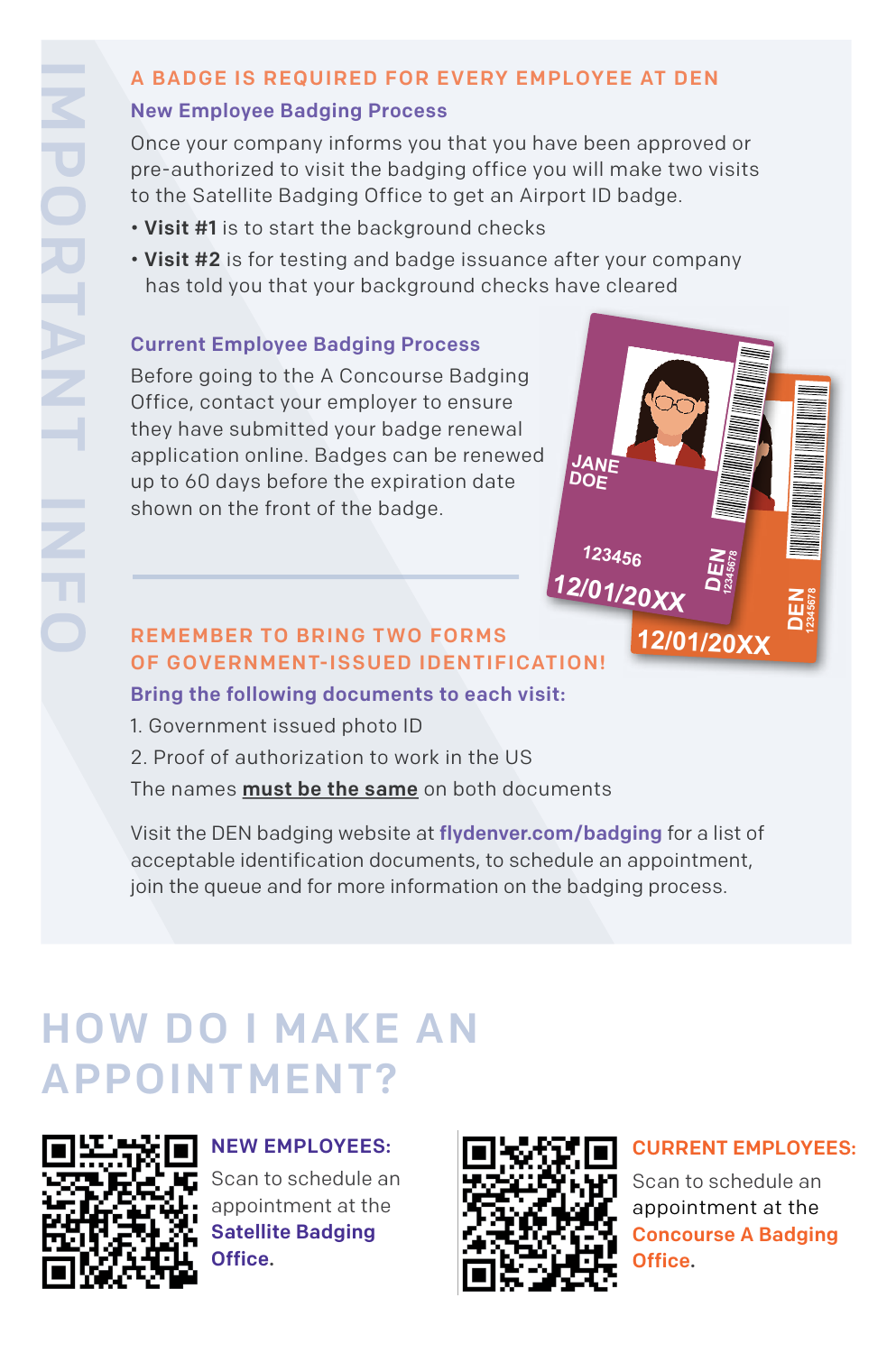IMPORTANT INFO

## A BADGE IS REQUIRED FOR EVERY EMPLOYEE AT DEN

### New Employee Badging Process

Once your company informs you that you have been approved or pre-authorized to visit the badging office you will make two visits to the Satellite Badging Office to get an Airport ID badge.

- **Visit #1** is to start the background checks
- **Visit #2** is for testing and badge issuance after your company has told you that your background checks have cleared

### Current Employee Badging Process

Before going to the A Concourse Badging Office, contact your employer to ensure they have submitted your badge renewal application online. Badges can be renewed up to 60 days before the expiration date shown on the front of the badge.

## REMEMBER TO BRING TWO FORMS OF GOVERNMENT-ISSUED IDENTIFICATION!

**Bring the following documents to each visit:**

1. Government issued photo ID
2. Proof of authorization to work in the US

The names **must be the same** on both documents

Visit the DEN badging website at **flydenver.com/badging** for a list of acceptable identification documents, to schedule an appointment, join the queue and for more information on the badging process.

# HOW DO I MAKE AN APPOINTMENT?

**NEW EMPLOYEES:**
Scan to schedule an appointment at the **Satellite Badging Office.**

**CURRENT EMPLOYEES:**
Scan to schedule an appointment at the **Concourse A Badging Office**.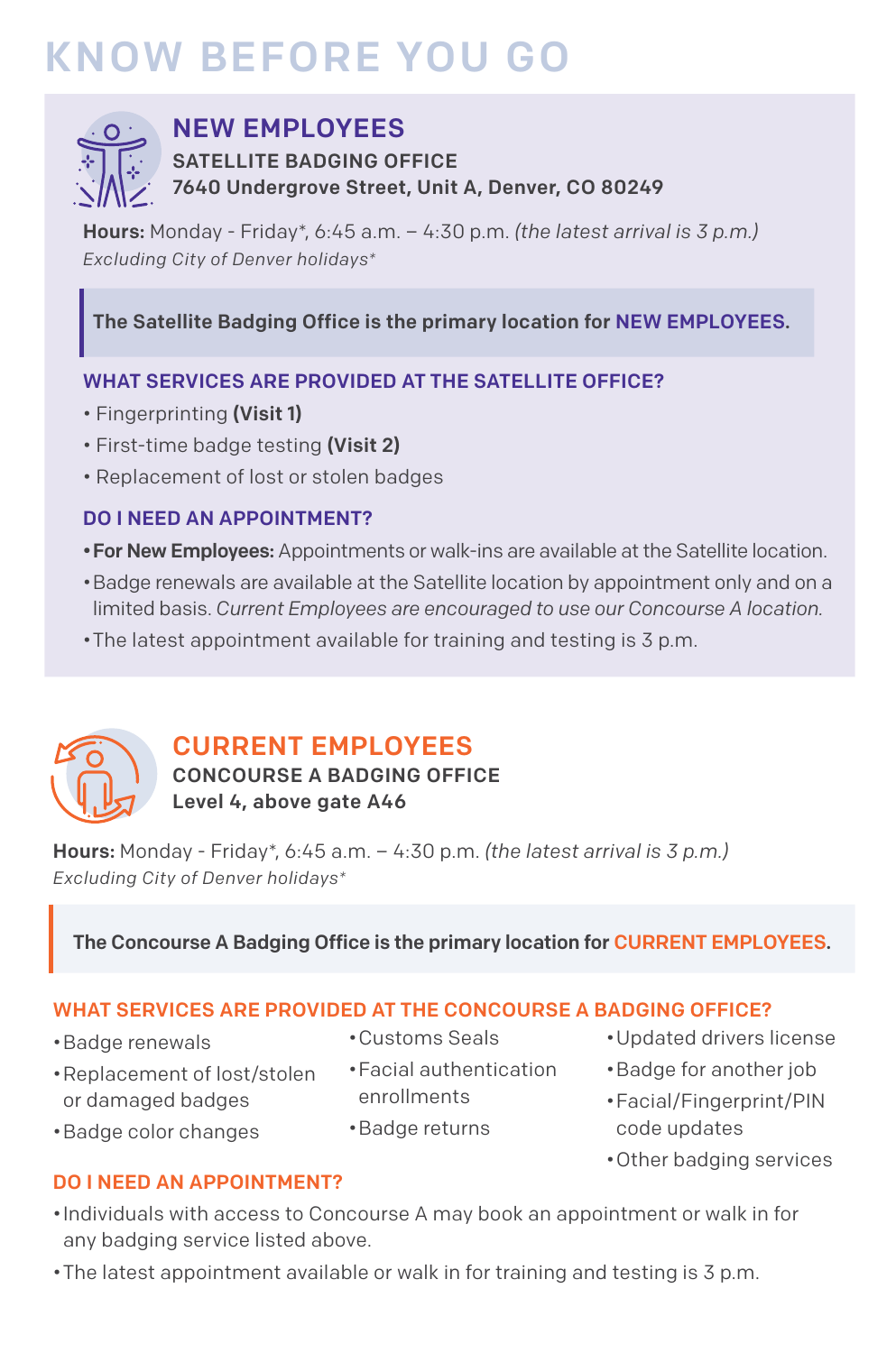# KNOW BEFORE YOU GO

## NEW EMPLOYEES

**SATELLITE BADGING OFFICE**

**7640 Undergrove Street, Unit A, Denver, CO 80249**

**Hours:** Monday - Friday*, 6:45 a.m. – 4:30 p.m. *(the latest arrival is 3 p.m.)*

*Excluding City of Denver holidays**

**The Satellite Badging Office is the primary location for NEW EMPLOYEES.**

### WHAT SERVICES ARE PROVIDED AT THE SATELLITE OFFICE?

- Fingerprinting **(Visit 1)**
- First-time badge testing **(Visit 2)**
- Replacement of lost or stolen badges

### DO I NEED AN APPOINTMENT?

- **For New Employees:** Appointments or walk-ins are available at the Satellite location.
- Badge renewals are available at the Satellite location by appointment only and on a limited basis. *Current Employees are encouraged to use our Concourse A location.*
- The latest appointment available for training and testing is 3 p.m.

## CURRENT EMPLOYEES

**CONCOURSE A BADGING OFFICE**

**Level 4, above gate A46**

**Hours:** Monday - Friday*, 6:45 a.m. – 4:30 p.m. *(the latest arrival is 3 p.m.)*

*Excluding City of Denver holidays**

**The Concourse A Badging Office is the primary location for CURRENT EMPLOYEES.**

### WHAT SERVICES ARE PROVIDED AT THE CONCOURSE A BADGING OFFICE?

- Badge renewals
- Replacement of lost/stolen or damaged badges
- Badge color changes
- Customs Seals
- Facial authentication enrollments
- Badge returns
- Updated drivers license
- Badge for another job
- Facial/Fingerprint/PIN code updates
- Other badging services

### DO I NEED AN APPOINTMENT?

- Individuals with access to Concourse A may book an appointment or walk in for any badging service listed above.
- The latest appointment available or walk in for training and testing is 3 p.m.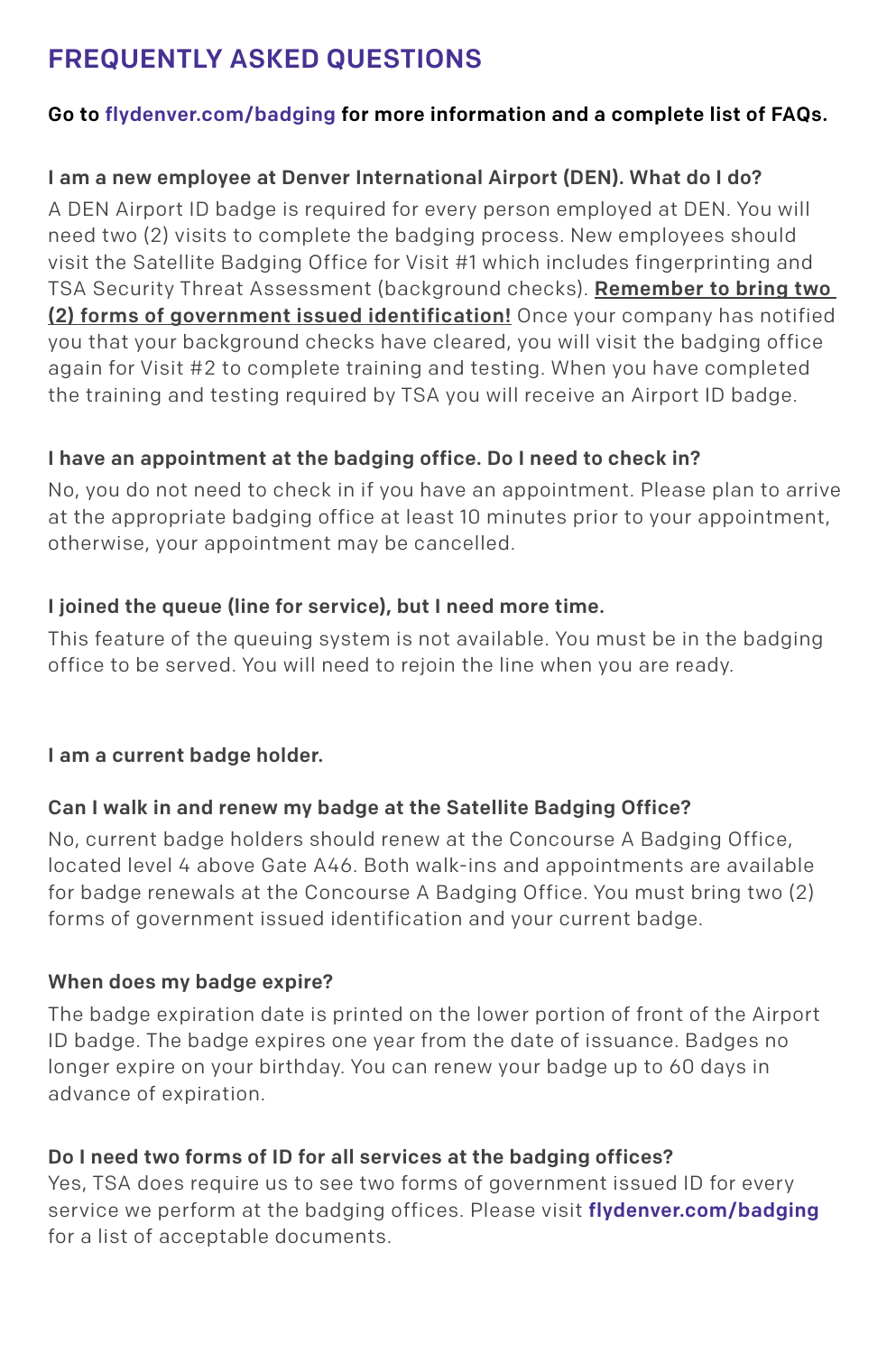# FREQUENTLY ASKED QUESTIONS

**Go to flydenver.com/badging for more information and a complete list of FAQs.**

**I am a new employee at Denver International Airport (DEN). What do I do?**

A DEN Airport ID badge is required for every person employed at DEN. You will need two (2) visits to complete the badging process. New employees should visit the Satellite Badging Office for Visit #1 which includes fingerprinting and TSA Security Threat Assessment (background checks). **Remember to bring two (2) forms of government issued identification!** Once your company has notified you that your background checks have cleared, you will visit the badging office again for Visit #2 to complete training and testing. When you have completed the training and testing required by TSA you will receive an Airport ID badge.

**I have an appointment at the badging office. Do I need to check in?**

No, you do not need to check in if you have an appointment. Please plan to arrive at the appropriate badging office at least 10 minutes prior to your appointment, otherwise, your appointment may be cancelled.

**I joined the queue (line for service), but I need more time.**

This feature of the queuing system is not available. You must be in the badging office to be served. You will need to rejoin the line when you are ready.

**I am a current badge holder.**

**Can I walk in and renew my badge at the Satellite Badging Office?**

No, current badge holders should renew at the Concourse A Badging Office, located level 4 above Gate A46. Both walk-ins and appointments are available for badge renewals at the Concourse A Badging Office. You must bring two (2) forms of government issued identification and your current badge.

**When does my badge expire?**

The badge expiration date is printed on the lower portion of front of the Airport ID badge. The badge expires one year from the date of issuance. Badges no longer expire on your birthday. You can renew your badge up to 60 days in advance of expiration.

**Do I need two forms of ID for all services at the badging offices?**

Yes, TSA does require us to see two forms of government issued ID for every service we perform at the badging offices. Please visit **flydenver.com/badging** for a list of acceptable documents.